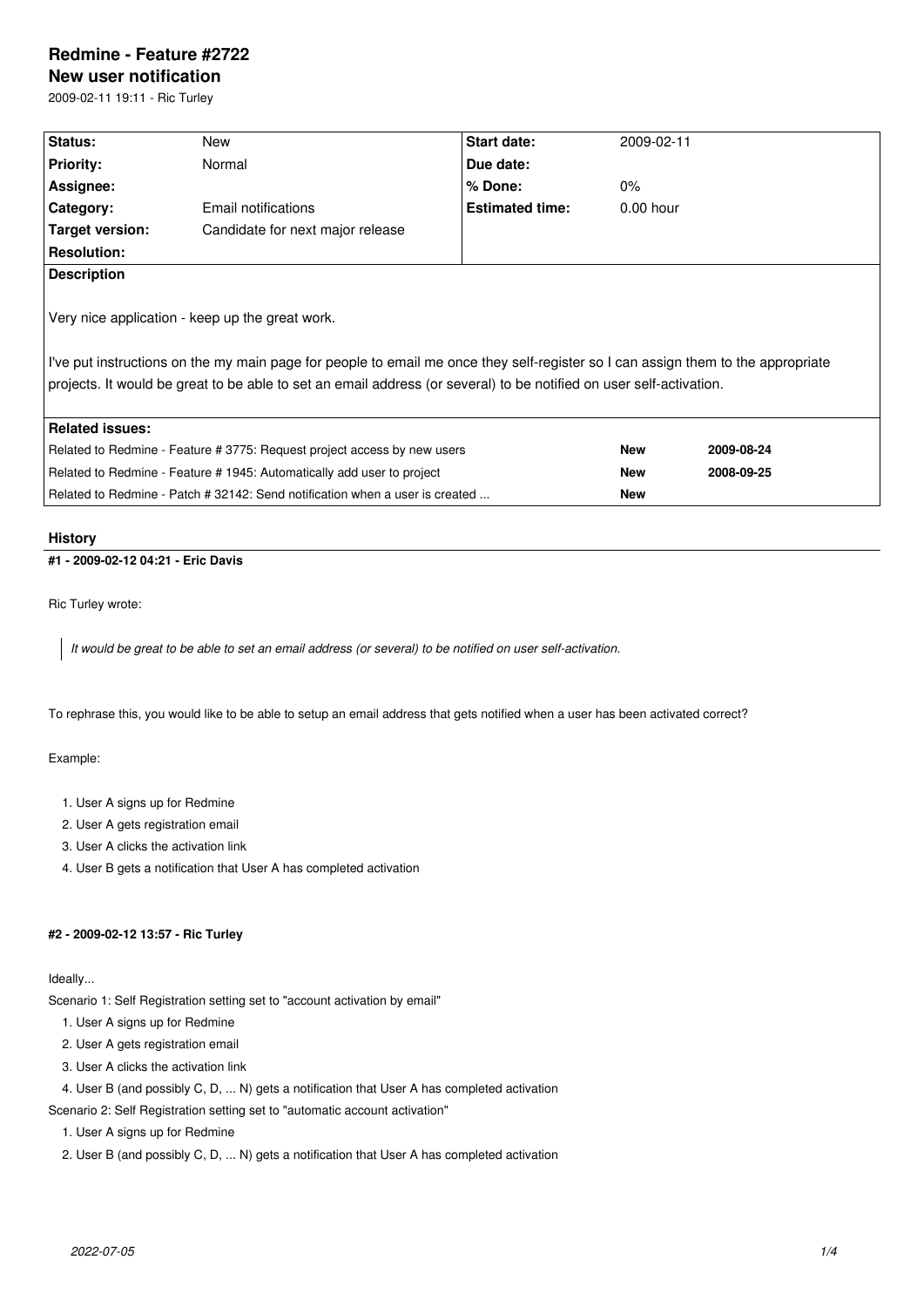# Redmine - Feature #2722

## New user notification

2009-02-11 19:11 - Ric Turley

| Status: | New | Start date: | 2009-02-11 |
|---|---|---|---|
| Priority: | Normal | Due date: | |
| Assignee: | | % Done: | 0% |
| Category: | Email notifications | Estimated time: | 0.00 hour |
| Target version: | Candidate for next major release | | |
| Resolution: | | | |

**Description**

Very nice application - keep up the great work.

I've put instructions on the my main page for people to email me once they self-register so I can assign them to the appropriate projects. It would be great to be able to set an email address (or several) to be notified on user self-activation.

**Related issues:**

| | | |
|---|---|---|
| Related to Redmine - Feature # 3775: Request project access by new users | New | 2009-08-24 |
| Related to Redmine - Feature # 1945: Automatically add user to project | New | 2008-09-25 |
| Related to Redmine - Patch # 32142: Send notification when a user is created ... | New | |

## History

#### #1 - 2009-02-12 04:21 - Eric Davis

Ric Turley wrote:

> *It would be great to be able to set an email address (or several) to be notified on user self-activation.*

To rephrase this, you would like to be able to setup an email address that gets notified when a user has been activated correct?

Example:

1. User A signs up for Redmine
2. User A gets registration email
3. User A clicks the activation link
4. User B gets a notification that User A has completed activation

#### #2 - 2009-02-12 13:57 - Ric Turley

Ideally...

Scenario 1: Self Registration setting set to "account activation by email"

1. User A signs up for Redmine
2. User A gets registration email
3. User A clicks the activation link
4. User B (and possibly C, D, ... N) gets a notification that User A has completed activation

Scenario 2: Self Registration setting set to "automatic account activation"

1. User A signs up for Redmine
2. User B (and possibly C, D, ... N) gets a notification that User A has completed activation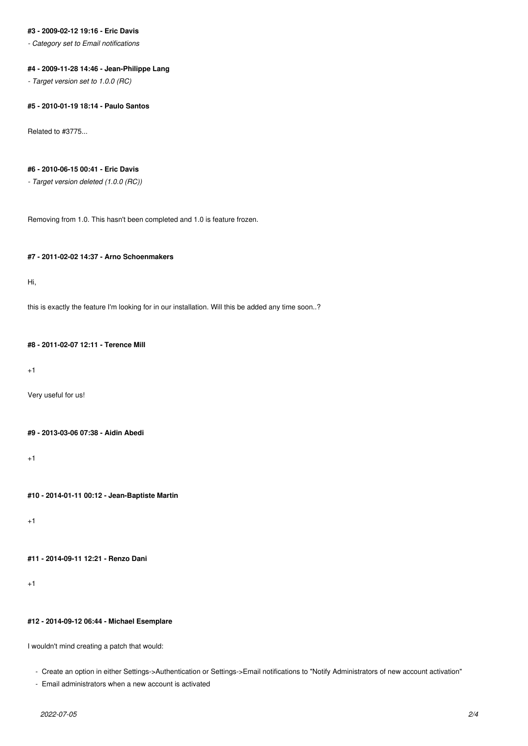**#3 - 2009-02-12 19:16 - Eric Davis**

*- Category set to Email notifications*

**#4 - 2009-11-28 14:46 - Jean-Philippe Lang**

*- Target version set to 1.0.0 (RC)*

**#5 - 2010-01-19 18:14 - Paulo Santos**

Related to #3775...

**#6 - 2010-06-15 00:41 - Eric Davis**

*- Target version deleted (1.0.0 (RC))*

Removing from 1.0. This hasn't been completed and 1.0 is feature frozen.

**#7 - 2011-02-02 14:37 - Arno Schoenmakers**

Hi,

this is exactly the feature I'm looking for in our installation. Will this be added any time soon..?

**#8 - 2011-02-07 12:11 - Terence Mill**

+1

Very useful for us!

**#9 - 2013-03-06 07:38 - Aidin Abedi**

+1

**#10 - 2014-01-11 00:12 - Jean-Baptiste Martin**

+1

**#11 - 2014-09-11 12:21 - Renzo Dani**

+1

**#12 - 2014-09-12 06:44 - Michael Esemplare**

I wouldn't mind creating a patch that would:

- Create an option in either Settings->Authentication or Settings->Email notifications to "Notify Administrators of new account activation"
- Email administrators when a new account is activated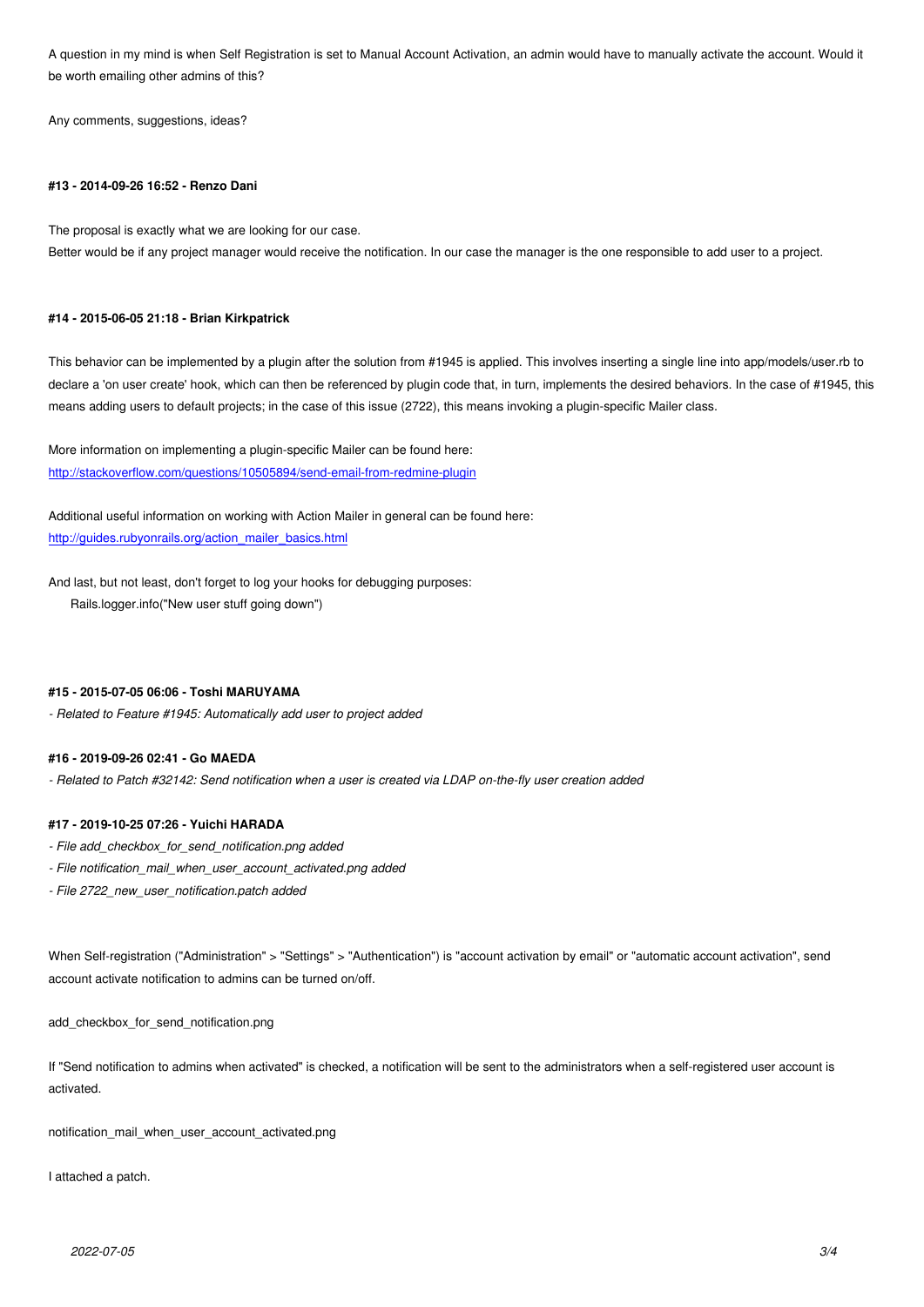A question in my mind is when Self Registration is set to Manual Account Activation, an admin would have to manually activate the account. Would it be worth emailing other admins of this?

Any comments, suggestions, ideas?

#### #13 - 2014-09-26 16:52 - Renzo Dani

The proposal is exactly what we are looking for our case.
Better would be if any project manager would receive the notification. In our case the manager is the one responsible to add user to a project.

#### #14 - 2015-06-05 21:18 - Brian Kirkpatrick

This behavior can be implemented by a plugin after the solution from #1945 is applied. This involves inserting a single line into app/models/user.rb to declare a 'on user create' hook, which can then be referenced by plugin code that, in turn, implements the desired behaviors. In the case of #1945, this means adding users to default projects; in the case of this issue (2722), this means invoking a plugin-specific Mailer class.

More information on implementing a plugin-specific Mailer can be found here:
http://stackoverflow.com/questions/10505894/send-email-from-redmine-plugin

Additional useful information on working with Action Mailer in general can be found here:
http://guides.rubyonrails.org/action_mailer_basics.html

And last, but not least, don't forget to log your hooks for debugging purposes:

```
Rails.logger.info("New user stuff going down")
```

#### #15 - 2015-07-05 06:06 - Toshi MARUYAMA

*- Related to Feature #1945: Automatically add user to project added*

#### #16 - 2019-09-26 02:41 - Go MAEDA

*- Related to Patch #32142: Send notification when a user is created via LDAP on-the-fly user creation added*

#### #17 - 2019-10-25 07:26 - Yuichi HARADA

*- File add_checkbox_for_send_notification.png added*
*- File notification_mail_when_user_account_activated.png added*
*- File 2722_new_user_notification.patch added*

When Self-registration ("Administration" > "Settings" > "Authentication") is "account activation by email" or "automatic account activation", send account activate notification to admins can be turned on/off.

add_checkbox_for_send_notification.png

If "Send notification to admins when activated" is checked, a notification will be sent to the administrators when a self-registered user account is activated.

notification_mail_when_user_account_activated.png

I attached a patch.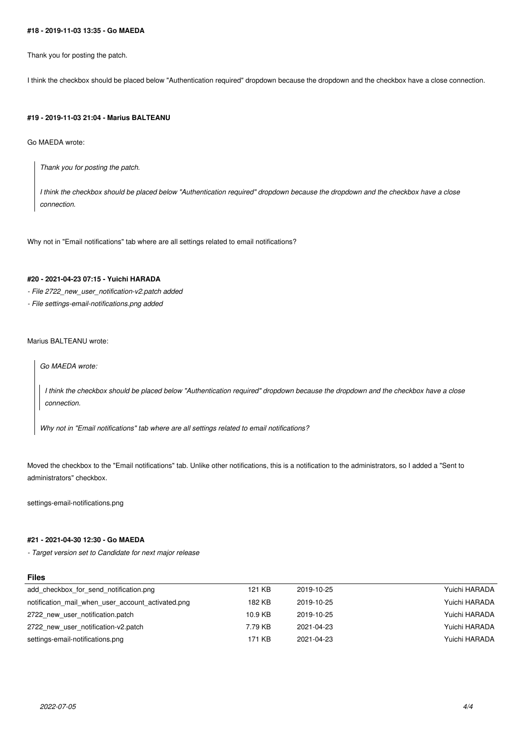#### #18 - 2019-11-03 13:35 - Go MAEDA

Thank you for posting the patch.

I think the checkbox should be placed below "Authentication required" dropdown because the dropdown and the checkbox have a close connection.

#### #19 - 2019-11-03 21:04 - Marius BALTEANU

Go MAEDA wrote:

> *Thank you for posting the patch.*
>
> *I think the checkbox should be placed below "Authentication required" dropdown because the dropdown and the checkbox have a close connection.*

Why not in "Email notifications" tab where are all settings related to email notifications?

#### #20 - 2021-04-23 07:15 - Yuichi HARADA

- *File 2722_new_user_notification-v2.patch added*
- *File settings-email-notifications.png added*

Marius BALTEANU wrote:

> *Go MAEDA wrote:*
>
> > *I think the checkbox should be placed below "Authentication required" dropdown because the dropdown and the checkbox have a close connection.*
>
> *Why not in "Email notifications" tab where are all settings related to email notifications?*

Moved the checkbox to the "Email notifications" tab. Unlike other notifications, this is a notification to the administrators, so I added a "Sent to administrators" checkbox.

settings-email-notifications.png

#### #21 - 2021-04-30 12:30 - Go MAEDA

- *Target version set to Candidate for next major release*

### Files

| | | | |
|---|---|---|---|
| add_checkbox_for_send_notification.png | 121 KB | 2019-10-25 | Yuichi HARADA |
| notification_mail_when_user_account_activated.png | 182 KB | 2019-10-25 | Yuichi HARADA |
| 2722_new_user_notification.patch | 10.9 KB | 2019-10-25 | Yuichi HARADA |
| 2722_new_user_notification-v2.patch | 7.79 KB | 2021-04-23 | Yuichi HARADA |
| settings-email-notifications.png | 171 KB | 2021-04-23 | Yuichi HARADA |